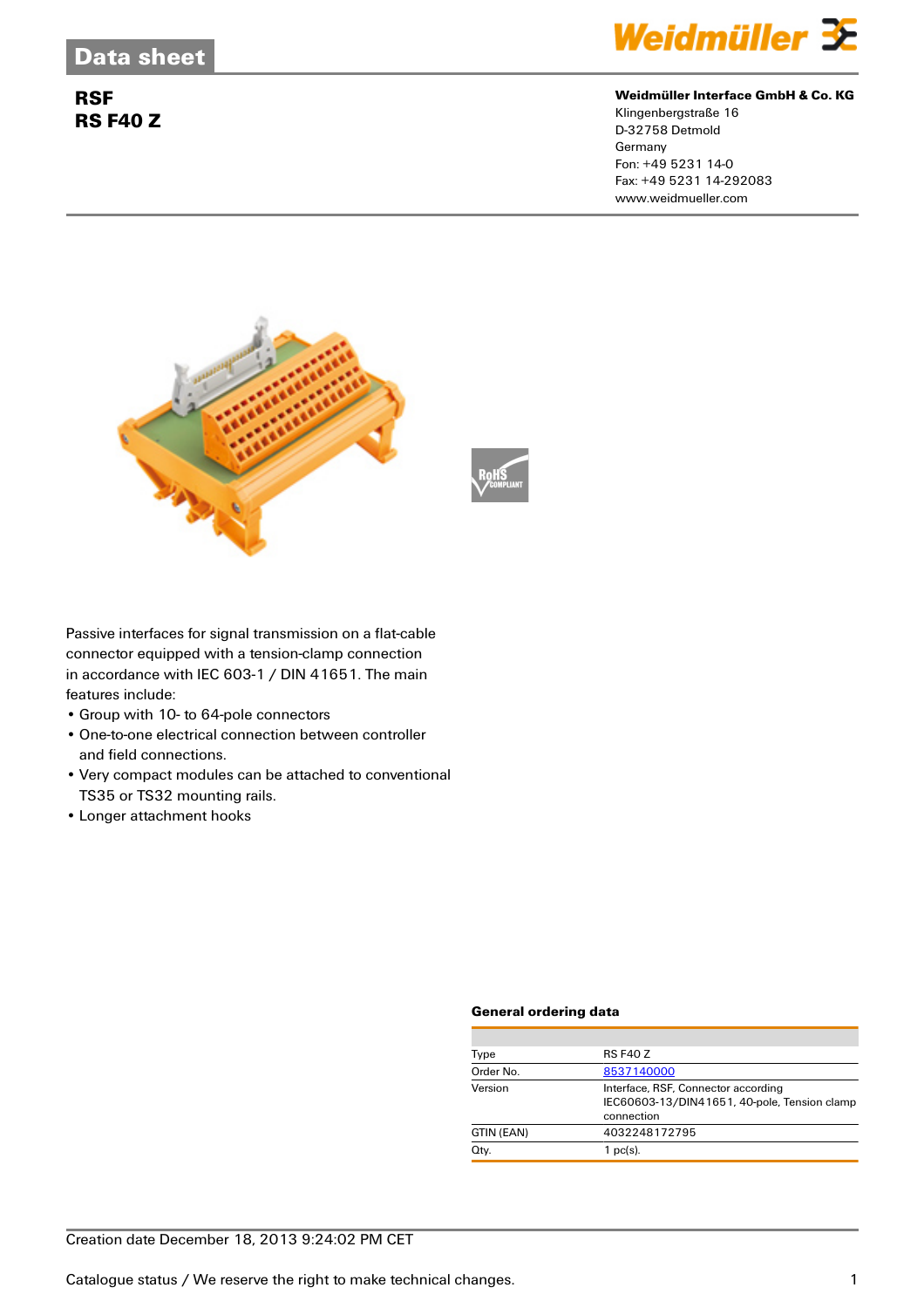# Data sheet

## RSF
## RS F40 Z

**Weidmüller Interface GmbH & Co. KG**
Klingenbergstraße 16
D-32758 Detmold
Germany
Fon: +49 5231 14-0
Fax: +49 5231 14-292083
www.weidmueller.com

Passive interfaces for signal transmission on a flat-cable connector equipped with a tension-clamp connection in accordance with IEC 603-1 / DIN 41651. The main features include:

- Group with 10- to 64-pole connectors
- One-to-one electrical connection between controller and field connections.
- Very compact modules can be attached to conventional TS35 or TS32 mounting rails.
- Longer attachment hooks

### General ordering data

| | |
|---|---|
| Type | RS F40 Z |
| Order No. | 8537140000 |
| Version | Interface, RSF, Connector according IEC60603-13/DIN41651, 40-pole, Tension clamp connection |
| GTIN (EAN) | 4032248172795 |
| Qty. | 1 pc(s). |

Creation date December 18, 2013 9:24:02 PM CET

Catalogue status / We reserve the right to make technical changes.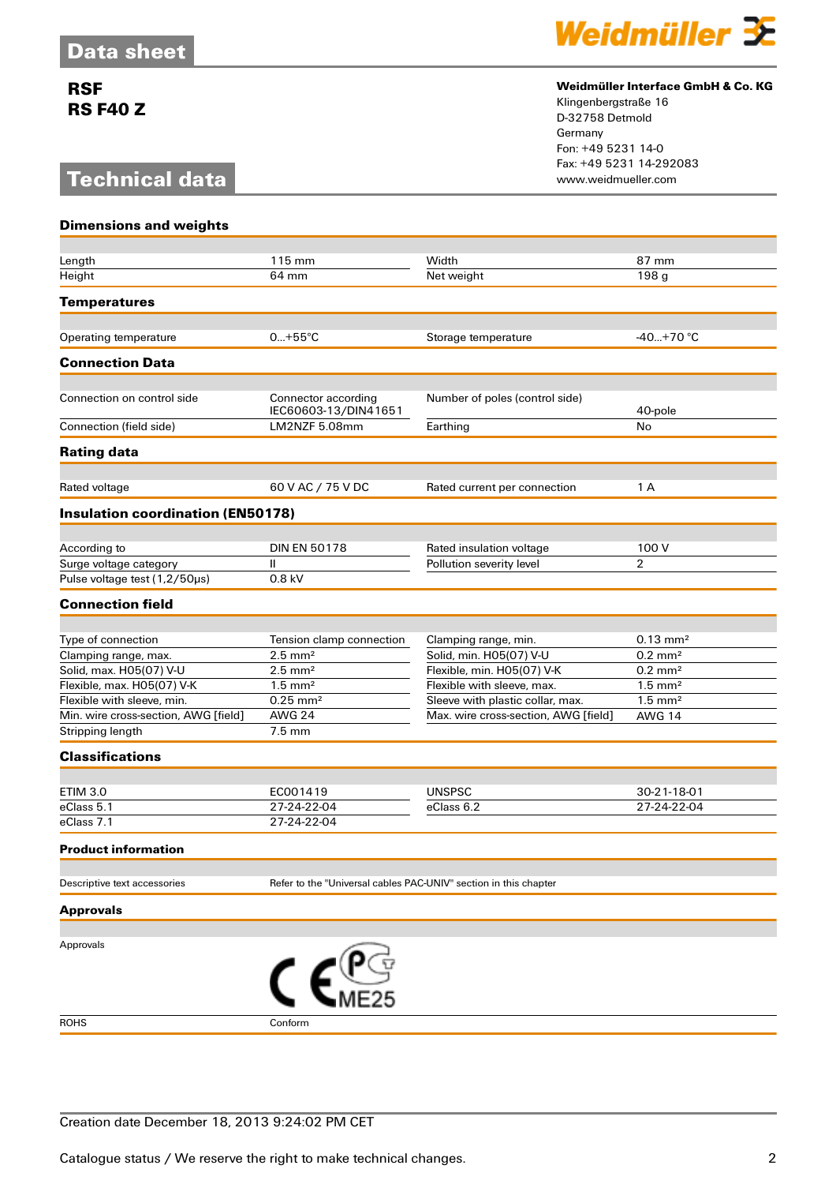# Data sheet

**RSF**
**RS F40 Z**

**Weidmüller Interface GmbH & Co. KG**
Klingenbergstraße 16
D-32758 Detmold
Germany
Fon: +49 5231 14-0
Fax: +49 5231 14-292083
www.weidmueller.com

# Technical data

### Dimensions and weights

| | | | |
|---|---|---|---|
| Length | 115 mm | Width | 87 mm |
| Height | 64 mm | Net weight | 198 g |

### Temperatures

| | | | |
|---|---|---|---|
| Operating temperature | 0...+55°C | Storage temperature | -40...+70 °C |

### Connection Data

| | | | |
|---|---|---|---|
| Connection on control side | Connector according IEC60603-13/DIN41651 | Number of poles (control side) | 40-pole |
| Connection (field side) | LM2NZF 5.08mm | Earthing | No |

### Rating data

| | | | |
|---|---|---|---|
| Rated voltage | 60 V AC / 75 V DC | Rated current per connection | 1 A |

### Insulation coordination (EN50178)

| | | | |
|---|---|---|---|
| According to | DIN EN 50178 | Rated insulation voltage | 100 V |
| Surge voltage category | II | Pollution severity level | 2 |
| Pulse voltage test (1,2/50µs) | 0.8 kV | | |

### Connection field

| | | | |
|---|---|---|---|
| Type of connection | Tension clamp connection | Clamping range, min. | 0.13 mm² |
| Clamping range, max. | 2.5 mm² | Solid, min. H05(07) V-U | 0.2 mm² |
| Solid, max. H05(07) V-U | 2.5 mm² | Flexible, min. H05(07) V-K | 0.2 mm² |
| Flexible, max. H05(07) V-K | 1.5 mm² | Flexible with sleeve, max. | 1.5 mm² |
| Flexible with sleeve, min. | 0.25 mm² | Sleeve with plastic collar, max. | 1.5 mm² |
| Min. wire cross-section, AWG [field] | AWG 24 | Max. wire cross-section, AWG [field] | AWG 14 |
| Stripping length | 7.5 mm | | |

### Classifications

| | | | |
|---|---|---|---|
| ETIM 3.0 | EC001419 | UNSPSC | 30-21-18-01 |
| eClass 5.1 | 27-24-22-04 | eClass 6.2 | 27-24-22-04 |
| eClass 7.1 | 27-24-22-04 | | |

### Product information

| | |
|---|---|
| Descriptive text accessories | Refer to the "Universal cables PAC-UNIV" section in this chapter |

### Approvals

| | |
|---|---|
| Approvals | CE, PCT ME25 |
| ROHS | Conform |

Creation date December 18, 2013 9:24:02 PM CET

Catalogue status / We reserve the right to make technical changes.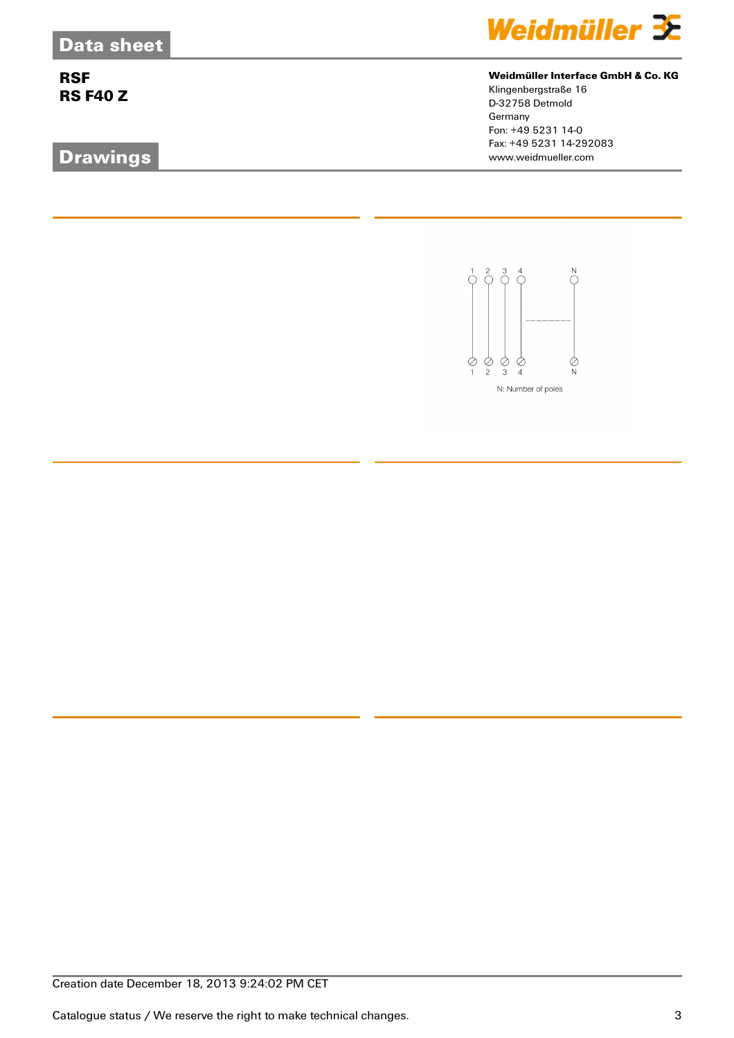# Data sheet

**RSF**
**RS F40 Z**

**Weidmüller Interface GmbH & Co. KG**
Klingenbergstraße 16
D-32758 Detmold
Germany
Fon: +49 5231 14-0
Fax: +49 5231 14-292083
www.weidmueller.com

## Drawings

1 2 3 4 N

1 2 3 4 N

N: Number of poles

Creation date December 18, 2013 9:24:02 PM CET

Catalogue status / We reserve the right to make technical changes.